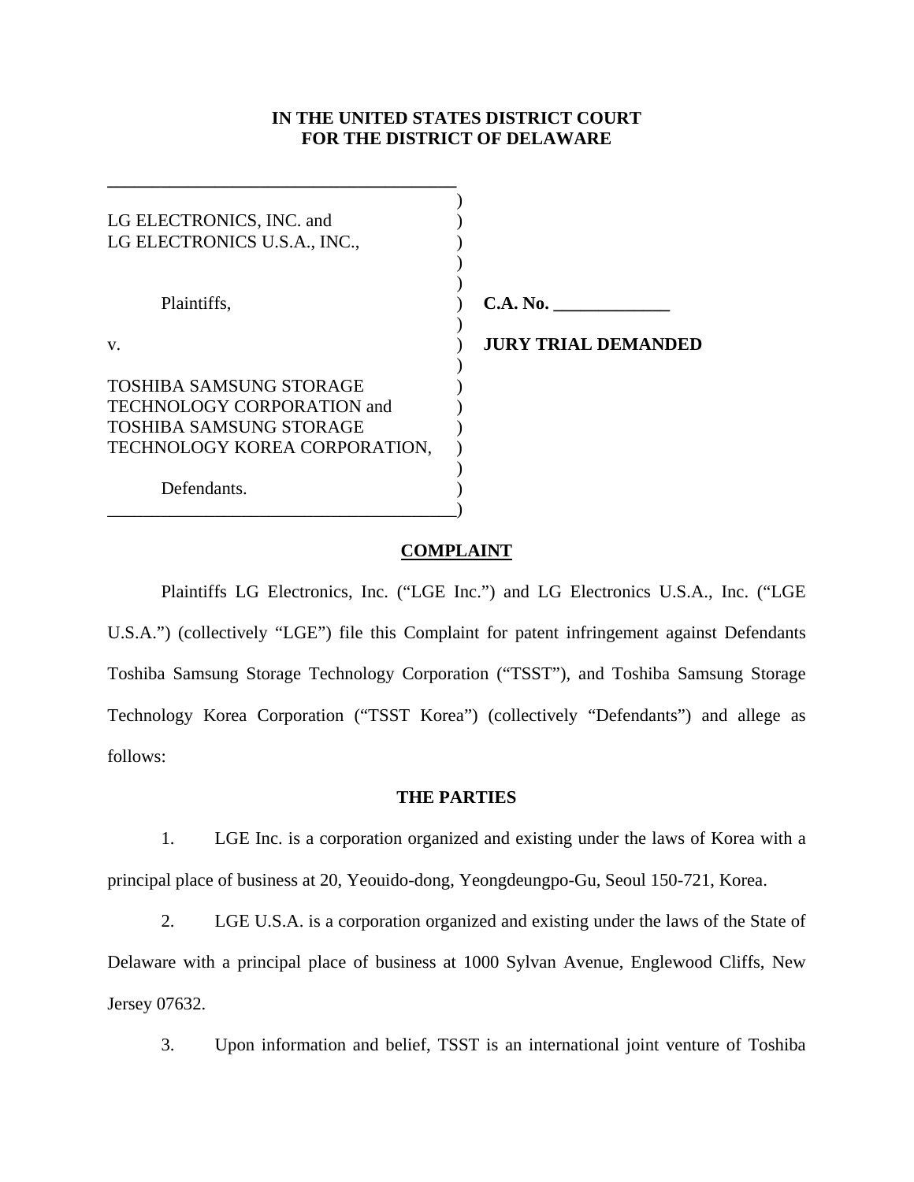**IN THE UNITED STATES DISTRICT COURT**
**FOR THE DISTRICT OF DELAWARE**

LG ELECTRONICS, INC. and
LG ELECTRONICS U.S.A., INC.,

Plaintiffs,

v.

TOSHIBA SAMSUNG STORAGE TECHNOLOGY CORPORATION and TOSHIBA SAMSUNG STORAGE TECHNOLOGY KOREA CORPORATION,

Defendants.

**C.A. No. _____________**

**JURY TRIAL DEMANDED**

## COMPLAINT

Plaintiffs LG Electronics, Inc. ("LGE Inc.") and LG Electronics U.S.A., Inc. ("LGE U.S.A.") (collectively "LGE") file this Complaint for patent infringement against Defendants Toshiba Samsung Storage Technology Corporation ("TSST"), and Toshiba Samsung Storage Technology Korea Corporation ("TSST Korea") (collectively "Defendants") and allege as follows:

## THE PARTIES

1. LGE Inc. is a corporation organized and existing under the laws of Korea with a principal place of business at 20, Yeouido-dong, Yeongdeungpo-Gu, Seoul 150-721, Korea.

2. LGE U.S.A. is a corporation organized and existing under the laws of the State of Delaware with a principal place of business at 1000 Sylvan Avenue, Englewood Cliffs, New Jersey 07632.

3. Upon information and belief, TSST is an international joint venture of Toshiba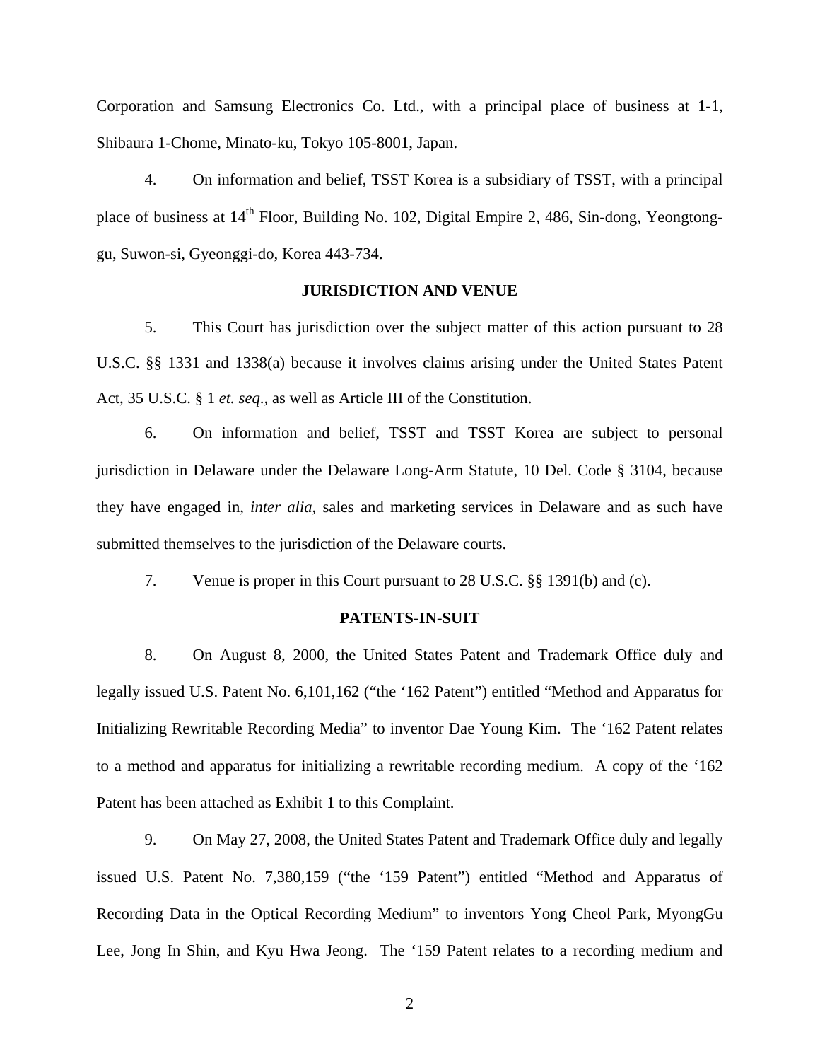Corporation and Samsung Electronics Co. Ltd., with a principal place of business at 1-1, Shibaura 1-Chome, Minato-ku, Tokyo 105-8001, Japan.

4. On information and belief, TSST Korea is a subsidiary of TSST, with a principal place of business at 14th Floor, Building No. 102, Digital Empire 2, 486, Sin-dong, Yeongtong-gu, Suwon-si, Gyeonggi-do, Korea 443-734.

**JURISDICTION AND VENUE**

5. This Court has jurisdiction over the subject matter of this action pursuant to 28 U.S.C. §§ 1331 and 1338(a) because it involves claims arising under the United States Patent Act, 35 U.S.C. § 1 *et. seq.*, as well as Article III of the Constitution.

6. On information and belief, TSST and TSST Korea are subject to personal jurisdiction in Delaware under the Delaware Long-Arm Statute, 10 Del. Code § 3104, because they have engaged in, *inter alia*, sales and marketing services in Delaware and as such have submitted themselves to the jurisdiction of the Delaware courts.

7. Venue is proper in this Court pursuant to 28 U.S.C. §§ 1391(b) and (c).

**PATENTS-IN-SUIT**

8. On August 8, 2000, the United States Patent and Trademark Office duly and legally issued U.S. Patent No. 6,101,162 ("the '162 Patent") entitled "Method and Apparatus for Initializing Rewritable Recording Media" to inventor Dae Young Kim. The '162 Patent relates to a method and apparatus for initializing a rewritable recording medium. A copy of the '162 Patent has been attached as Exhibit 1 to this Complaint.

9. On May 27, 2008, the United States Patent and Trademark Office duly and legally issued U.S. Patent No. 7,380,159 ("the '159 Patent") entitled "Method and Apparatus of Recording Data in the Optical Recording Medium" to inventors Yong Cheol Park, MyongGu Lee, Jong In Shin, and Kyu Hwa Jeong. The '159 Patent relates to a recording medium and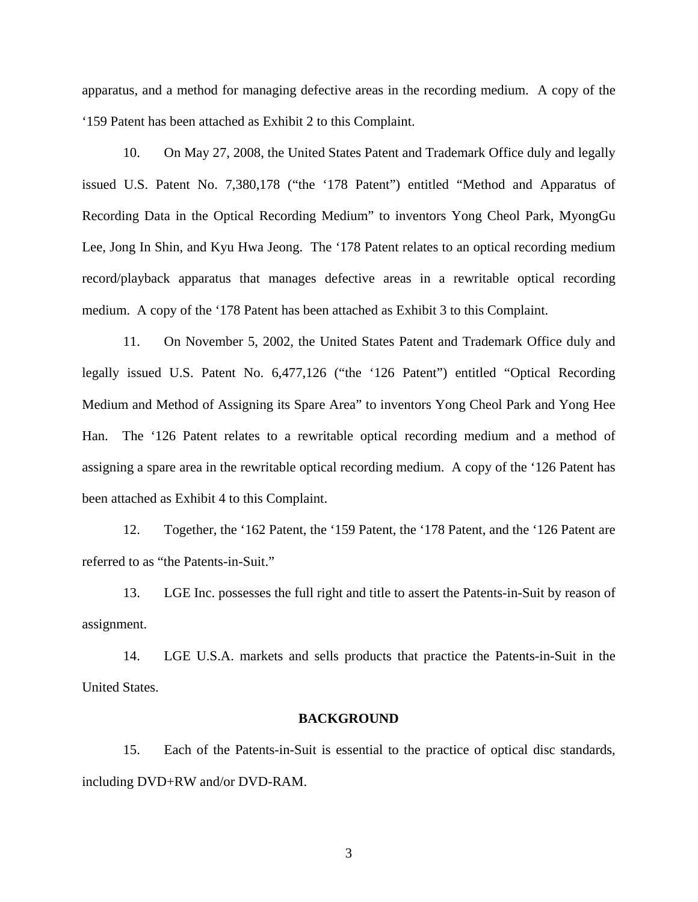apparatus, and a method for managing defective areas in the recording medium. A copy of the '159 Patent has been attached as Exhibit 2 to this Complaint.

10. On May 27, 2008, the United States Patent and Trademark Office duly and legally issued U.S. Patent No. 7,380,178 ("the '178 Patent") entitled "Method and Apparatus of Recording Data in the Optical Recording Medium" to inventors Yong Cheol Park, MyongGu Lee, Jong In Shin, and Kyu Hwa Jeong. The '178 Patent relates to an optical recording medium record/playback apparatus that manages defective areas in a rewritable optical recording medium. A copy of the '178 Patent has been attached as Exhibit 3 to this Complaint.

11. On November 5, 2002, the United States Patent and Trademark Office duly and legally issued U.S. Patent No. 6,477,126 ("the '126 Patent") entitled "Optical Recording Medium and Method of Assigning its Spare Area" to inventors Yong Cheol Park and Yong Hee Han. The '126 Patent relates to a rewritable optical recording medium and a method of assigning a spare area in the rewritable optical recording medium. A copy of the '126 Patent has been attached as Exhibit 4 to this Complaint.

12. Together, the '162 Patent, the '159 Patent, the '178 Patent, and the '126 Patent are referred to as "the Patents-in-Suit."

13. LGE Inc. possesses the full right and title to assert the Patents-in-Suit by reason of assignment.

14. LGE U.S.A. markets and sells products that practice the Patents-in-Suit in the United States.

## BACKGROUND

15. Each of the Patents-in-Suit is essential to the practice of optical disc standards, including DVD+RW and/or DVD-RAM.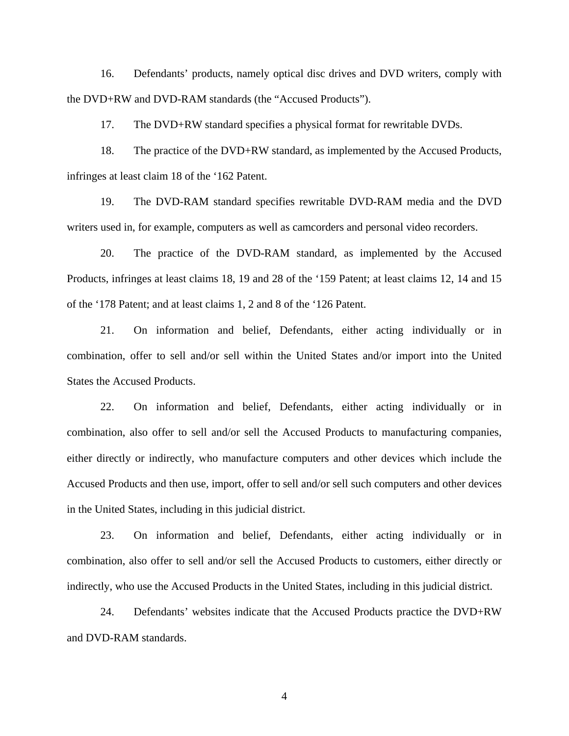16. Defendants' products, namely optical disc drives and DVD writers, comply with the DVD+RW and DVD-RAM standards (the "Accused Products").

17. The DVD+RW standard specifies a physical format for rewritable DVDs.

18. The practice of the DVD+RW standard, as implemented by the Accused Products, infringes at least claim 18 of the '162 Patent.

19. The DVD-RAM standard specifies rewritable DVD-RAM media and the DVD writers used in, for example, computers as well as camcorders and personal video recorders.

20. The practice of the DVD-RAM standard, as implemented by the Accused Products, infringes at least claims 18, 19 and 28 of the '159 Patent; at least claims 12, 14 and 15 of the '178 Patent; and at least claims 1, 2 and 8 of the '126 Patent.

21. On information and belief, Defendants, either acting individually or in combination, offer to sell and/or sell within the United States and/or import into the United States the Accused Products.

22. On information and belief, Defendants, either acting individually or in combination, also offer to sell and/or sell the Accused Products to manufacturing companies, either directly or indirectly, who manufacture computers and other devices which include the Accused Products and then use, import, offer to sell and/or sell such computers and other devices in the United States, including in this judicial district.

23. On information and belief, Defendants, either acting individually or in combination, also offer to sell and/or sell the Accused Products to customers, either directly or indirectly, who use the Accused Products in the United States, including in this judicial district.

24. Defendants' websites indicate that the Accused Products practice the DVD+RW and DVD-RAM standards.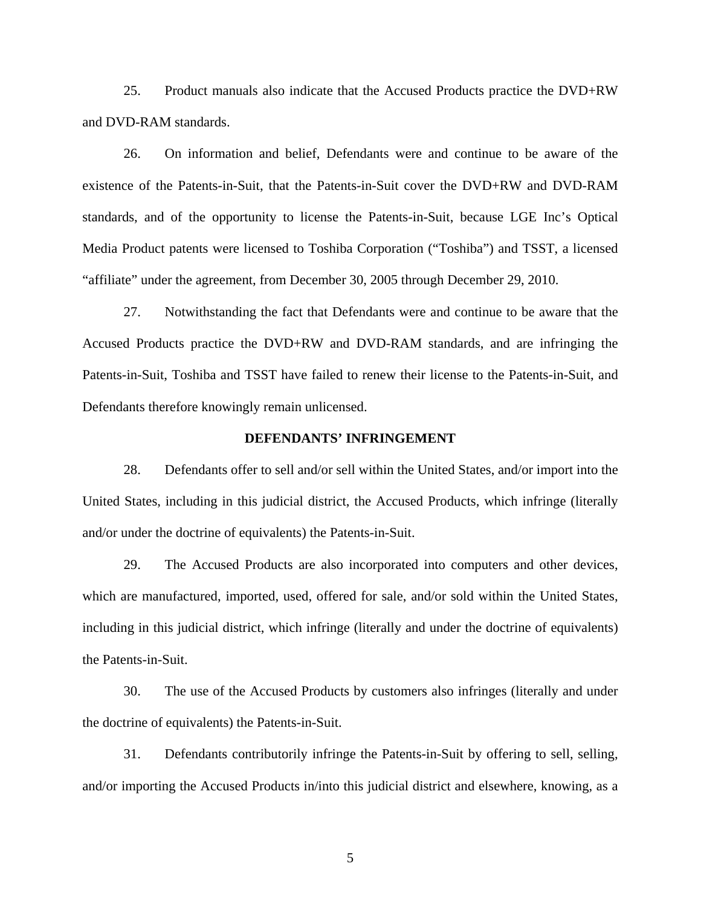25. Product manuals also indicate that the Accused Products practice the DVD+RW and DVD-RAM standards.

26. On information and belief, Defendants were and continue to be aware of the existence of the Patents-in-Suit, that the Patents-in-Suit cover the DVD+RW and DVD-RAM standards, and of the opportunity to license the Patents-in-Suit, because LGE Inc's Optical Media Product patents were licensed to Toshiba Corporation ("Toshiba") and TSST, a licensed "affiliate" under the agreement, from December 30, 2005 through December 29, 2010.

27. Notwithstanding the fact that Defendants were and continue to be aware that the Accused Products practice the DVD+RW and DVD-RAM standards, and are infringing the Patents-in-Suit, Toshiba and TSST have failed to renew their license to the Patents-in-Suit, and Defendants therefore knowingly remain unlicensed.

**DEFENDANTS' INFRINGEMENT**

28. Defendants offer to sell and/or sell within the United States, and/or import into the United States, including in this judicial district, the Accused Products, which infringe (literally and/or under the doctrine of equivalents) the Patents-in-Suit.

29. The Accused Products are also incorporated into computers and other devices, which are manufactured, imported, used, offered for sale, and/or sold within the United States, including in this judicial district, which infringe (literally and under the doctrine of equivalents) the Patents-in-Suit.

30. The use of the Accused Products by customers also infringes (literally and under the doctrine of equivalents) the Patents-in-Suit.

31. Defendants contributorily infringe the Patents-in-Suit by offering to sell, selling, and/or importing the Accused Products in/into this judicial district and elsewhere, knowing, as a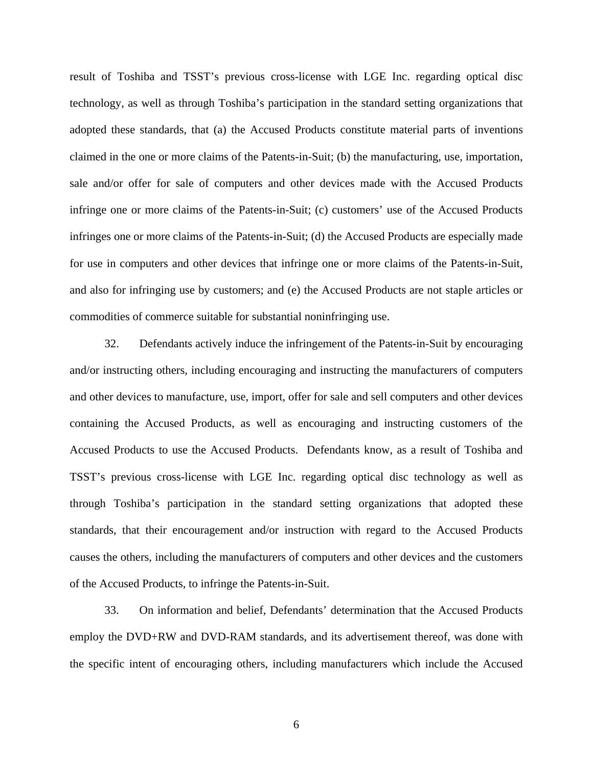result of Toshiba and TSST's previous cross-license with LGE Inc. regarding optical disc technology, as well as through Toshiba's participation in the standard setting organizations that adopted these standards, that (a) the Accused Products constitute material parts of inventions claimed in the one or more claims of the Patents-in-Suit; (b) the manufacturing, use, importation, sale and/or offer for sale of computers and other devices made with the Accused Products infringe one or more claims of the Patents-in-Suit; (c) customers' use of the Accused Products infringes one or more claims of the Patents-in-Suit; (d) the Accused Products are especially made for use in computers and other devices that infringe one or more claims of the Patents-in-Suit, and also for infringing use by customers; and (e) the Accused Products are not staple articles or commodities of commerce suitable for substantial noninfringing use.

32. Defendants actively induce the infringement of the Patents-in-Suit by encouraging and/or instructing others, including encouraging and instructing the manufacturers of computers and other devices to manufacture, use, import, offer for sale and sell computers and other devices containing the Accused Products, as well as encouraging and instructing customers of the Accused Products to use the Accused Products. Defendants know, as a result of Toshiba and TSST's previous cross-license with LGE Inc. regarding optical disc technology as well as through Toshiba's participation in the standard setting organizations that adopted these standards, that their encouragement and/or instruction with regard to the Accused Products causes the others, including the manufacturers of computers and other devices and the customers of the Accused Products, to infringe the Patents-in-Suit.

33. On information and belief, Defendants' determination that the Accused Products employ the DVD+RW and DVD-RAM standards, and its advertisement thereof, was done with the specific intent of encouraging others, including manufacturers which include the Accused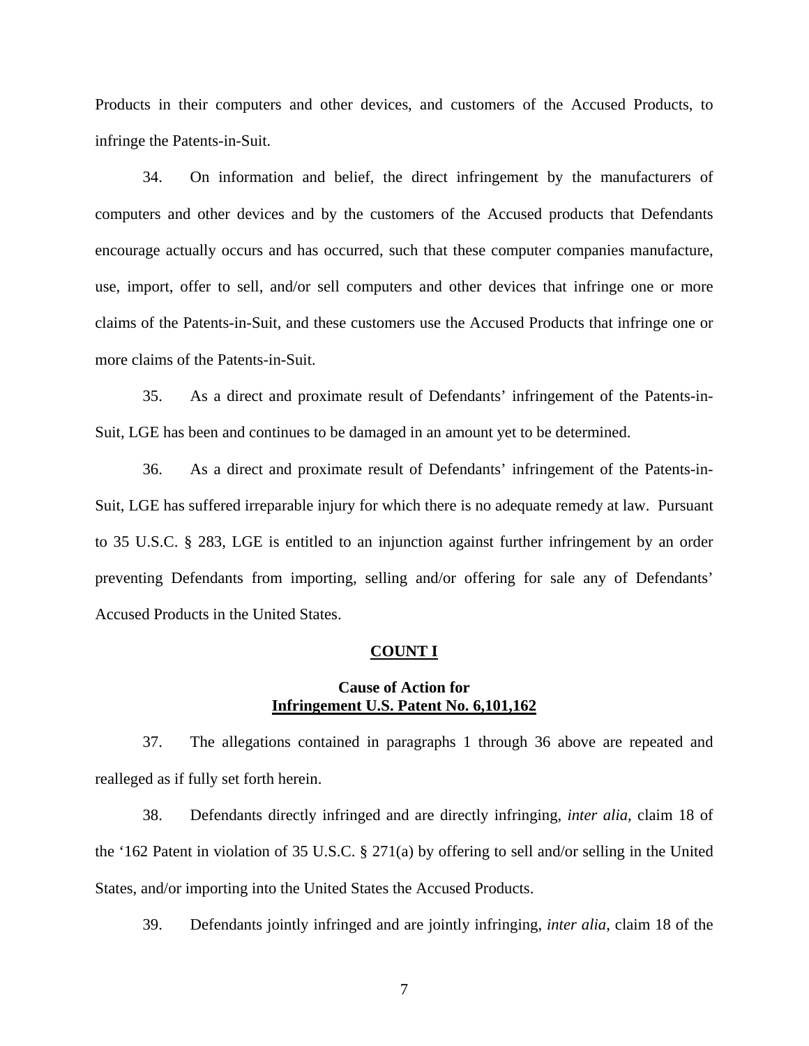Products in their computers and other devices, and customers of the Accused Products, to infringe the Patents-in-Suit.

34. On information and belief, the direct infringement by the manufacturers of computers and other devices and by the customers of the Accused products that Defendants encourage actually occurs and has occurred, such that these computer companies manufacture, use, import, offer to sell, and/or sell computers and other devices that infringe one or more claims of the Patents-in-Suit, and these customers use the Accused Products that infringe one or more claims of the Patents-in-Suit.

35. As a direct and proximate result of Defendants' infringement of the Patents-in-Suit, LGE has been and continues to be damaged in an amount yet to be determined.

36. As a direct and proximate result of Defendants' infringement of the Patents-in-Suit, LGE has suffered irreparable injury for which there is no adequate remedy at law. Pursuant to 35 U.S.C. § 283, LGE is entitled to an injunction against further infringement by an order preventing Defendants from importing, selling and/or offering for sale any of Defendants' Accused Products in the United States.

## COUNT I

### Cause of Action for Infringement U.S. Patent No. 6,101,162

37. The allegations contained in paragraphs 1 through 36 above are repeated and realleged as if fully set forth herein.

38. Defendants directly infringed and are directly infringing, *inter alia*, claim 18 of the '162 Patent in violation of 35 U.S.C. § 271(a) by offering to sell and/or selling in the United States, and/or importing into the United States the Accused Products.

39. Defendants jointly infringed and are jointly infringing, *inter alia*, claim 18 of the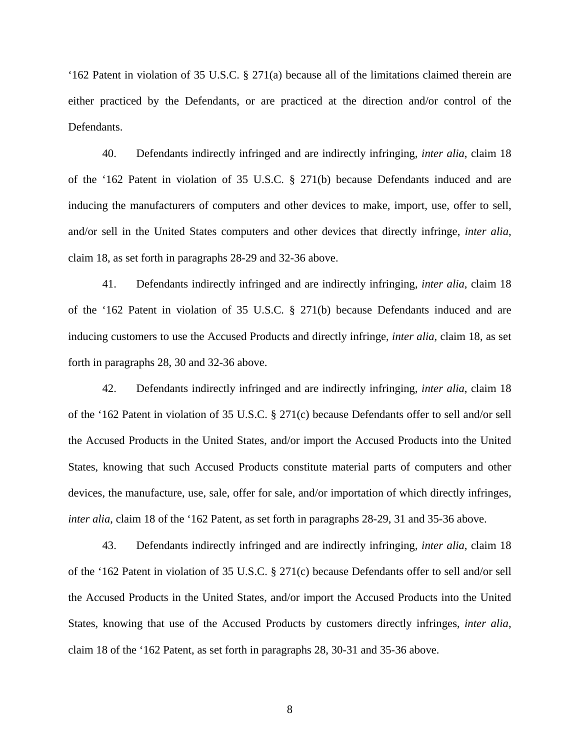‘162 Patent in violation of 35 U.S.C. § 271(a) because all of the limitations claimed therein are either practiced by the Defendants, or are practiced at the direction and/or control of the Defendants.

40. Defendants indirectly infringed and are indirectly infringing, *inter alia*, claim 18 of the ‘162 Patent in violation of 35 U.S.C. § 271(b) because Defendants induced and are inducing the manufacturers of computers and other devices to make, import, use, offer to sell, and/or sell in the United States computers and other devices that directly infringe, *inter alia*, claim 18, as set forth in paragraphs 28-29 and 32-36 above.

41. Defendants indirectly infringed and are indirectly infringing, *inter alia*, claim 18 of the ‘162 Patent in violation of 35 U.S.C. § 271(b) because Defendants induced and are inducing customers to use the Accused Products and directly infringe, *inter alia*, claim 18, as set forth in paragraphs 28, 30 and 32-36 above.

42. Defendants indirectly infringed and are indirectly infringing, *inter alia*, claim 18 of the ‘162 Patent in violation of 35 U.S.C. § 271(c) because Defendants offer to sell and/or sell the Accused Products in the United States, and/or import the Accused Products into the United States, knowing that such Accused Products constitute material parts of computers and other devices, the manufacture, use, sale, offer for sale, and/or importation of which directly infringes, *inter alia*, claim 18 of the ‘162 Patent, as set forth in paragraphs 28-29, 31 and 35-36 above.

43. Defendants indirectly infringed and are indirectly infringing, *inter alia*, claim 18 of the ‘162 Patent in violation of 35 U.S.C. § 271(c) because Defendants offer to sell and/or sell the Accused Products in the United States, and/or import the Accused Products into the United States, knowing that use of the Accused Products by customers directly infringes, *inter alia*, claim 18 of the ‘162 Patent, as set forth in paragraphs 28, 30-31 and 35-36 above.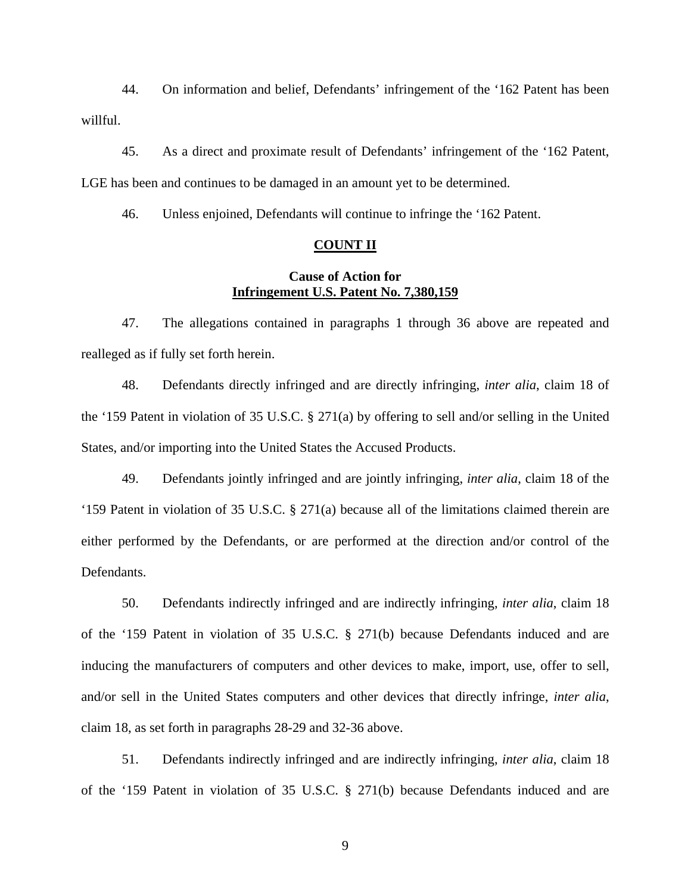44. On information and belief, Defendants' infringement of the '162 Patent has been willful.

45. As a direct and proximate result of Defendants' infringement of the '162 Patent, LGE has been and continues to be damaged in an amount yet to be determined.

46. Unless enjoined, Defendants will continue to infringe the '162 Patent.

## COUNT II

### Cause of Action for Infringement U.S. Patent No. 7,380,159

47. The allegations contained in paragraphs 1 through 36 above are repeated and realleged as if fully set forth herein.

48. Defendants directly infringed and are directly infringing, *inter alia*, claim 18 of the '159 Patent in violation of 35 U.S.C. § 271(a) by offering to sell and/or selling in the United States, and/or importing into the United States the Accused Products.

49. Defendants jointly infringed and are jointly infringing, *inter alia*, claim 18 of the '159 Patent in violation of 35 U.S.C. § 271(a) because all of the limitations claimed therein are either performed by the Defendants, or are performed at the direction and/or control of the Defendants.

50. Defendants indirectly infringed and are indirectly infringing, *inter alia*, claim 18 of the '159 Patent in violation of 35 U.S.C. § 271(b) because Defendants induced and are inducing the manufacturers of computers and other devices to make, import, use, offer to sell, and/or sell in the United States computers and other devices that directly infringe, *inter alia*, claim 18, as set forth in paragraphs 28-29 and 32-36 above.

51. Defendants indirectly infringed and are indirectly infringing, *inter alia*, claim 18 of the '159 Patent in violation of 35 U.S.C. § 271(b) because Defendants induced and are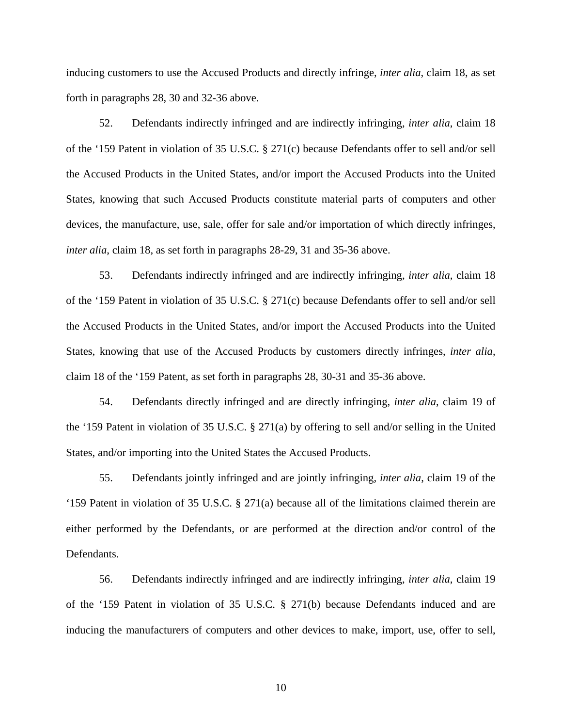inducing customers to use the Accused Products and directly infringe, *inter alia*, claim 18, as set forth in paragraphs 28, 30 and 32-36 above.

52. Defendants indirectly infringed and are indirectly infringing, *inter alia*, claim 18 of the ‘159 Patent in violation of 35 U.S.C. § 271(c) because Defendants offer to sell and/or sell the Accused Products in the United States, and/or import the Accused Products into the United States, knowing that such Accused Products constitute material parts of computers and other devices, the manufacture, use, sale, offer for sale and/or importation of which directly infringes, *inter alia*, claim 18, as set forth in paragraphs 28-29, 31 and 35-36 above.

53. Defendants indirectly infringed and are indirectly infringing, *inter alia*, claim 18 of the ‘159 Patent in violation of 35 U.S.C. § 271(c) because Defendants offer to sell and/or sell the Accused Products in the United States, and/or import the Accused Products into the United States, knowing that use of the Accused Products by customers directly infringes, *inter alia*, claim 18 of the ‘159 Patent, as set forth in paragraphs 28, 30-31 and 35-36 above.

54. Defendants directly infringed and are directly infringing, *inter alia*, claim 19 of the ‘159 Patent in violation of 35 U.S.C. § 271(a) by offering to sell and/or selling in the United States, and/or importing into the United States the Accused Products.

55. Defendants jointly infringed and are jointly infringing, *inter alia*, claim 19 of the ‘159 Patent in violation of 35 U.S.C. § 271(a) because all of the limitations claimed therein are either performed by the Defendants, or are performed at the direction and/or control of the Defendants.

56. Defendants indirectly infringed and are indirectly infringing, *inter alia*, claim 19 of the ‘159 Patent in violation of 35 U.S.C. § 271(b) because Defendants induced and are inducing the manufacturers of computers and other devices to make, import, use, offer to sell,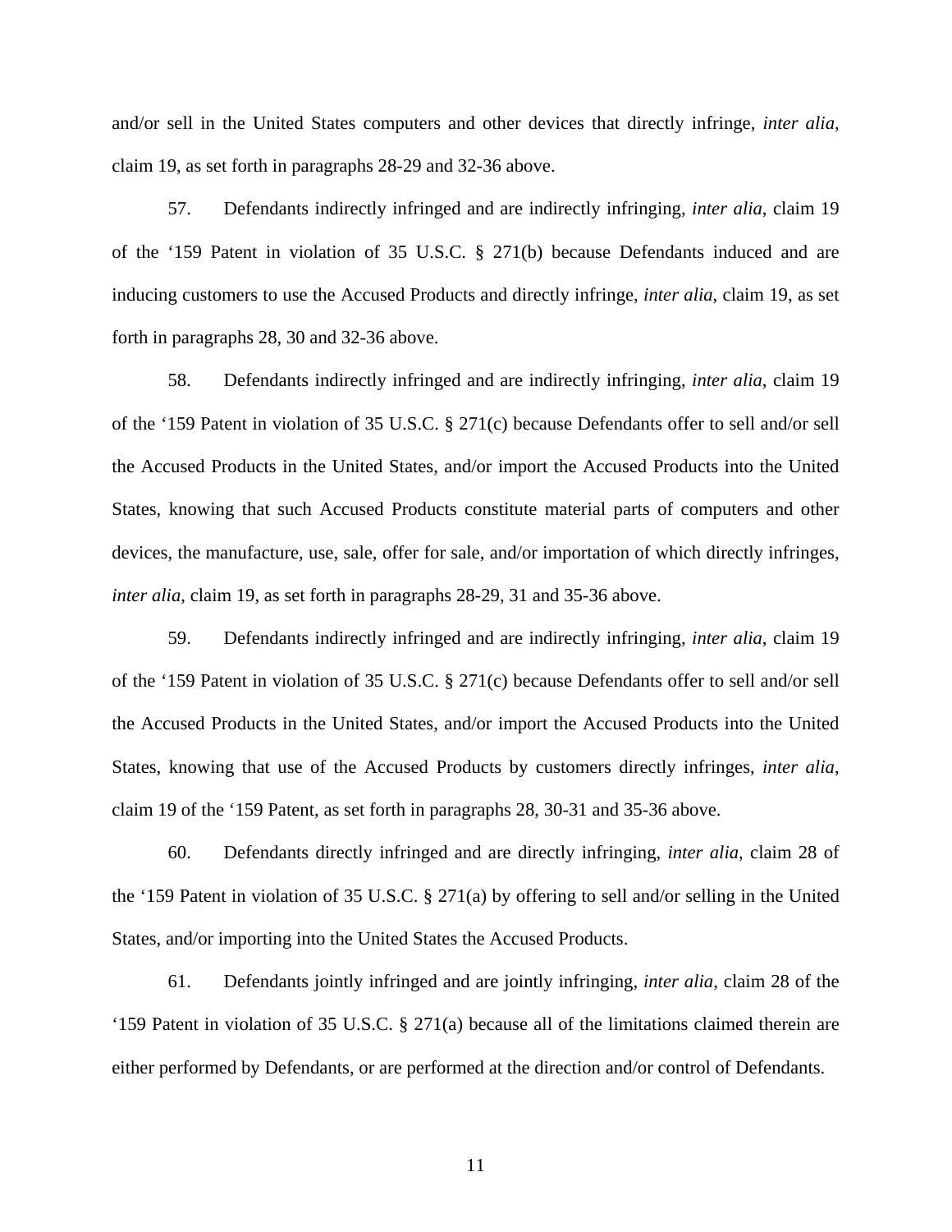and/or sell in the United States computers and other devices that directly infringe, *inter alia*, claim 19, as set forth in paragraphs 28-29 and 32-36 above.

57. Defendants indirectly infringed and are indirectly infringing, *inter alia*, claim 19 of the '159 Patent in violation of 35 U.S.C. § 271(b) because Defendants induced and are inducing customers to use the Accused Products and directly infringe, *inter alia*, claim 19, as set forth in paragraphs 28, 30 and 32-36 above.

58. Defendants indirectly infringed and are indirectly infringing, *inter alia*, claim 19 of the '159 Patent in violation of 35 U.S.C. § 271(c) because Defendants offer to sell and/or sell the Accused Products in the United States, and/or import the Accused Products into the United States, knowing that such Accused Products constitute material parts of computers and other devices, the manufacture, use, sale, offer for sale, and/or importation of which directly infringes, *inter alia*, claim 19, as set forth in paragraphs 28-29, 31 and 35-36 above.

59. Defendants indirectly infringed and are indirectly infringing, *inter alia*, claim 19 of the '159 Patent in violation of 35 U.S.C. § 271(c) because Defendants offer to sell and/or sell the Accused Products in the United States, and/or import the Accused Products into the United States, knowing that use of the Accused Products by customers directly infringes, *inter alia*, claim 19 of the '159 Patent, as set forth in paragraphs 28, 30-31 and 35-36 above.

60. Defendants directly infringed and are directly infringing, *inter alia*, claim 28 of the '159 Patent in violation of 35 U.S.C. § 271(a) by offering to sell and/or selling in the United States, and/or importing into the United States the Accused Products.

61. Defendants jointly infringed and are jointly infringing, *inter alia*, claim 28 of the '159 Patent in violation of 35 U.S.C. § 271(a) because all of the limitations claimed therein are either performed by Defendants, or are performed at the direction and/or control of Defendants.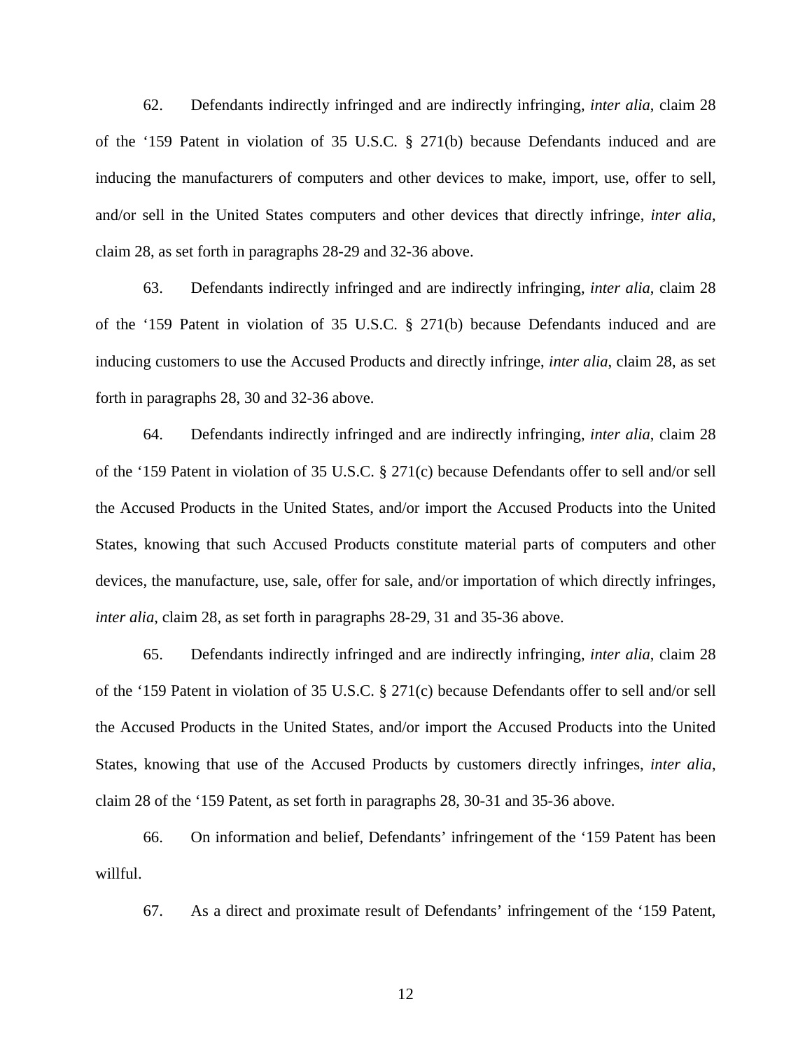62. Defendants indirectly infringed and are indirectly infringing, *inter alia*, claim 28 of the '159 Patent in violation of 35 U.S.C. § 271(b) because Defendants induced and are inducing the manufacturers of computers and other devices to make, import, use, offer to sell, and/or sell in the United States computers and other devices that directly infringe, *inter alia*, claim 28, as set forth in paragraphs 28-29 and 32-36 above.

63. Defendants indirectly infringed and are indirectly infringing, *inter alia*, claim 28 of the '159 Patent in violation of 35 U.S.C. § 271(b) because Defendants induced and are inducing customers to use the Accused Products and directly infringe, *inter alia*, claim 28, as set forth in paragraphs 28, 30 and 32-36 above.

64. Defendants indirectly infringed and are indirectly infringing, *inter alia*, claim 28 of the '159 Patent in violation of 35 U.S.C. § 271(c) because Defendants offer to sell and/or sell the Accused Products in the United States, and/or import the Accused Products into the United States, knowing that such Accused Products constitute material parts of computers and other devices, the manufacture, use, sale, offer for sale, and/or importation of which directly infringes, *inter alia*, claim 28, as set forth in paragraphs 28-29, 31 and 35-36 above.

65. Defendants indirectly infringed and are indirectly infringing, *inter alia*, claim 28 of the '159 Patent in violation of 35 U.S.C. § 271(c) because Defendants offer to sell and/or sell the Accused Products in the United States, and/or import the Accused Products into the United States, knowing that use of the Accused Products by customers directly infringes, *inter alia*, claim 28 of the '159 Patent, as set forth in paragraphs 28, 30-31 and 35-36 above.

66. On information and belief, Defendants' infringement of the '159 Patent has been willful.

67. As a direct and proximate result of Defendants' infringement of the '159 Patent,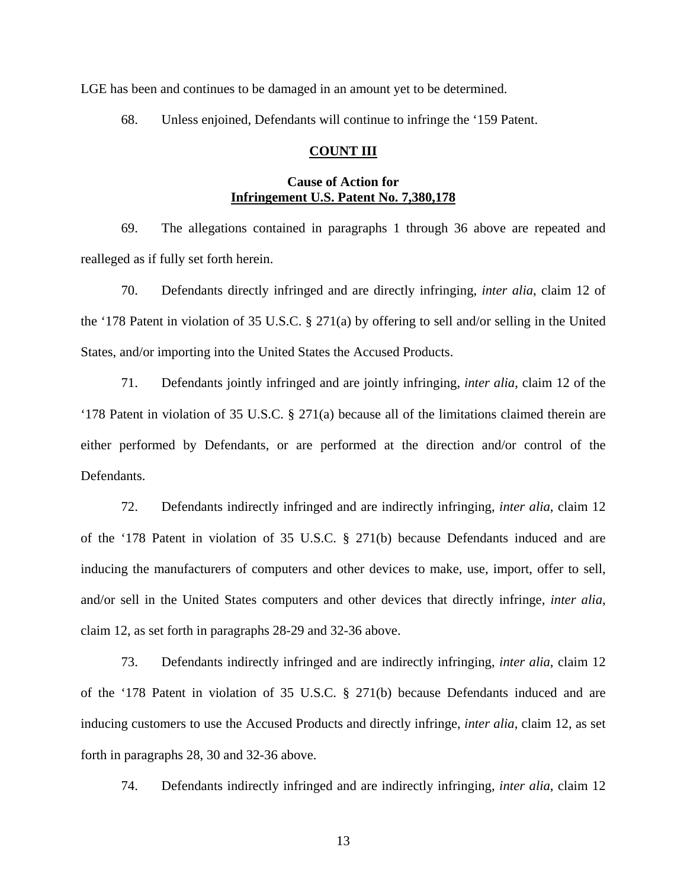LGE has been and continues to be damaged in an amount yet to be determined.

68. Unless enjoined, Defendants will continue to infringe the '159 Patent.

**COUNT III**

**Cause of Action for**
**Infringement U.S. Patent No. 7,380,178**

69. The allegations contained in paragraphs 1 through 36 above are repeated and realleged as if fully set forth herein.

70. Defendants directly infringed and are directly infringing, *inter alia*, claim 12 of the '178 Patent in violation of 35 U.S.C. § 271(a) by offering to sell and/or selling in the United States, and/or importing into the United States the Accused Products.

71. Defendants jointly infringed and are jointly infringing, *inter alia*, claim 12 of the '178 Patent in violation of 35 U.S.C. § 271(a) because all of the limitations claimed therein are either performed by Defendants, or are performed at the direction and/or control of the Defendants.

72. Defendants indirectly infringed and are indirectly infringing, *inter alia*, claim 12 of the '178 Patent in violation of 35 U.S.C. § 271(b) because Defendants induced and are inducing the manufacturers of computers and other devices to make, use, import, offer to sell, and/or sell in the United States computers and other devices that directly infringe, *inter alia*, claim 12, as set forth in paragraphs 28-29 and 32-36 above.

73. Defendants indirectly infringed and are indirectly infringing, *inter alia*, claim 12 of the '178 Patent in violation of 35 U.S.C. § 271(b) because Defendants induced and are inducing customers to use the Accused Products and directly infringe, *inter alia*, claim 12, as set forth in paragraphs 28, 30 and 32-36 above.

74. Defendants indirectly infringed and are indirectly infringing, *inter alia*, claim 12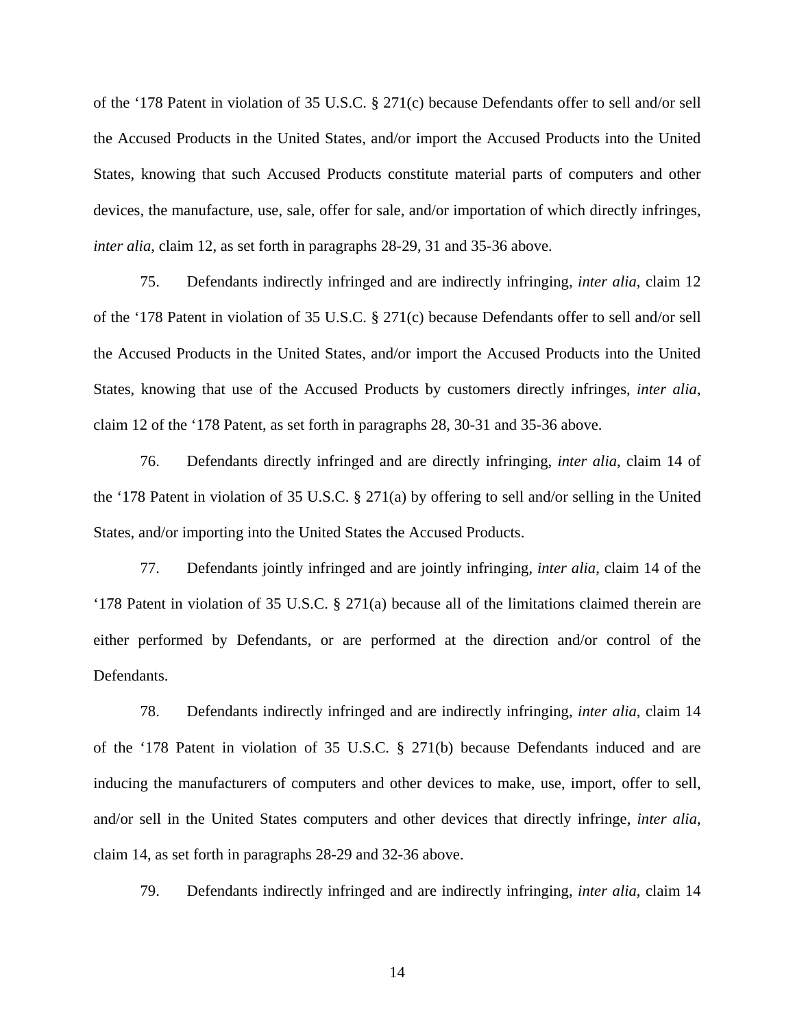of the ‘178 Patent in violation of 35 U.S.C. § 271(c) because Defendants offer to sell and/or sell the Accused Products in the United States, and/or import the Accused Products into the United States, knowing that such Accused Products constitute material parts of computers and other devices, the manufacture, use, sale, offer for sale, and/or importation of which directly infringes, *inter alia*, claim 12, as set forth in paragraphs 28-29, 31 and 35-36 above.

75. Defendants indirectly infringed and are indirectly infringing, *inter alia*, claim 12 of the ‘178 Patent in violation of 35 U.S.C. § 271(c) because Defendants offer to sell and/or sell the Accused Products in the United States, and/or import the Accused Products into the United States, knowing that use of the Accused Products by customers directly infringes, *inter alia*, claim 12 of the ‘178 Patent, as set forth in paragraphs 28, 30-31 and 35-36 above.

76. Defendants directly infringed and are directly infringing, *inter alia*, claim 14 of the ‘178 Patent in violation of 35 U.S.C. § 271(a) by offering to sell and/or selling in the United States, and/or importing into the United States the Accused Products.

77. Defendants jointly infringed and are jointly infringing, *inter alia*, claim 14 of the ‘178 Patent in violation of 35 U.S.C. § 271(a) because all of the limitations claimed therein are either performed by Defendants, or are performed at the direction and/or control of the Defendants.

78. Defendants indirectly infringed and are indirectly infringing, *inter alia*, claim 14 of the ‘178 Patent in violation of 35 U.S.C. § 271(b) because Defendants induced and are inducing the manufacturers of computers and other devices to make, use, import, offer to sell, and/or sell in the United States computers and other devices that directly infringe, *inter alia*, claim 14, as set forth in paragraphs 28-29 and 32-36 above.

79. Defendants indirectly infringed and are indirectly infringing, *inter alia*, claim 14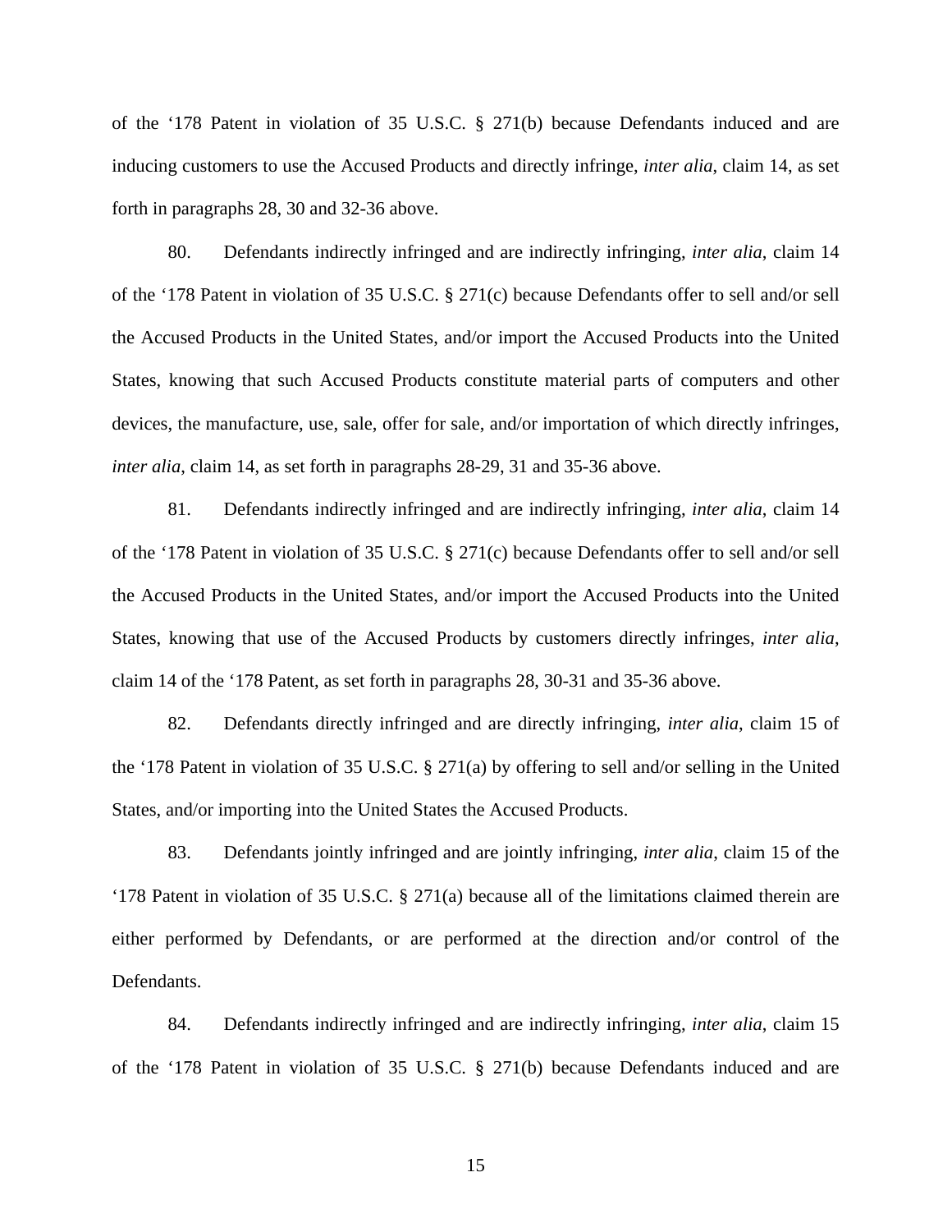of the ‘178 Patent in violation of 35 U.S.C. § 271(b) because Defendants induced and are inducing customers to use the Accused Products and directly infringe, *inter alia*, claim 14, as set forth in paragraphs 28, 30 and 32-36 above.

80. Defendants indirectly infringed and are indirectly infringing, *inter alia*, claim 14 of the ‘178 Patent in violation of 35 U.S.C. § 271(c) because Defendants offer to sell and/or sell the Accused Products in the United States, and/or import the Accused Products into the United States, knowing that such Accused Products constitute material parts of computers and other devices, the manufacture, use, sale, offer for sale, and/or importation of which directly infringes, *inter alia*, claim 14, as set forth in paragraphs 28-29, 31 and 35-36 above.

81. Defendants indirectly infringed and are indirectly infringing, *inter alia*, claim 14 of the ‘178 Patent in violation of 35 U.S.C. § 271(c) because Defendants offer to sell and/or sell the Accused Products in the United States, and/or import the Accused Products into the United States, knowing that use of the Accused Products by customers directly infringes, *inter alia*, claim 14 of the ‘178 Patent, as set forth in paragraphs 28, 30-31 and 35-36 above.

82. Defendants directly infringed and are directly infringing, *inter alia*, claim 15 of the ‘178 Patent in violation of 35 U.S.C. § 271(a) by offering to sell and/or selling in the United States, and/or importing into the United States the Accused Products.

83. Defendants jointly infringed and are jointly infringing, *inter alia*, claim 15 of the ‘178 Patent in violation of 35 U.S.C. § 271(a) because all of the limitations claimed therein are either performed by Defendants, or are performed at the direction and/or control of the Defendants.

84. Defendants indirectly infringed and are indirectly infringing, *inter alia*, claim 15 of the ‘178 Patent in violation of 35 U.S.C. § 271(b) because Defendants induced and are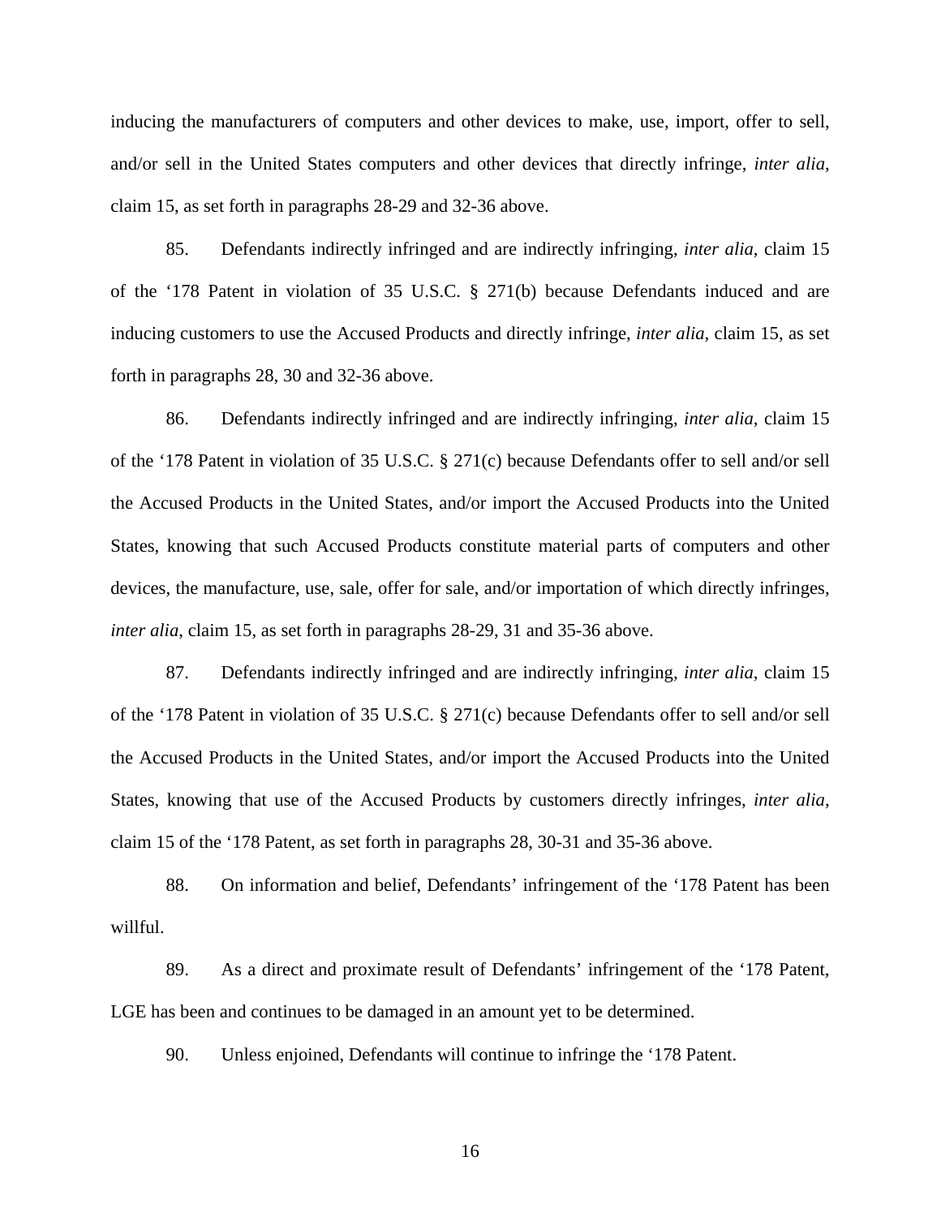inducing the manufacturers of computers and other devices to make, use, import, offer to sell, and/or sell in the United States computers and other devices that directly infringe, *inter alia*, claim 15, as set forth in paragraphs 28-29 and 32-36 above.

85. Defendants indirectly infringed and are indirectly infringing, *inter alia*, claim 15 of the '178 Patent in violation of 35 U.S.C. § 271(b) because Defendants induced and are inducing customers to use the Accused Products and directly infringe, *inter alia*, claim 15, as set forth in paragraphs 28, 30 and 32-36 above.

86. Defendants indirectly infringed and are indirectly infringing, *inter alia*, claim 15 of the '178 Patent in violation of 35 U.S.C. § 271(c) because Defendants offer to sell and/or sell the Accused Products in the United States, and/or import the Accused Products into the United States, knowing that such Accused Products constitute material parts of computers and other devices, the manufacture, use, sale, offer for sale, and/or importation of which directly infringes, *inter alia*, claim 15, as set forth in paragraphs 28-29, 31 and 35-36 above.

87. Defendants indirectly infringed and are indirectly infringing, *inter alia*, claim 15 of the '178 Patent in violation of 35 U.S.C. § 271(c) because Defendants offer to sell and/or sell the Accused Products in the United States, and/or import the Accused Products into the United States, knowing that use of the Accused Products by customers directly infringes, *inter alia*, claim 15 of the '178 Patent, as set forth in paragraphs 28, 30-31 and 35-36 above.

88. On information and belief, Defendants' infringement of the '178 Patent has been willful.

89. As a direct and proximate result of Defendants' infringement of the '178 Patent, LGE has been and continues to be damaged in an amount yet to be determined.

90. Unless enjoined, Defendants will continue to infringe the '178 Patent.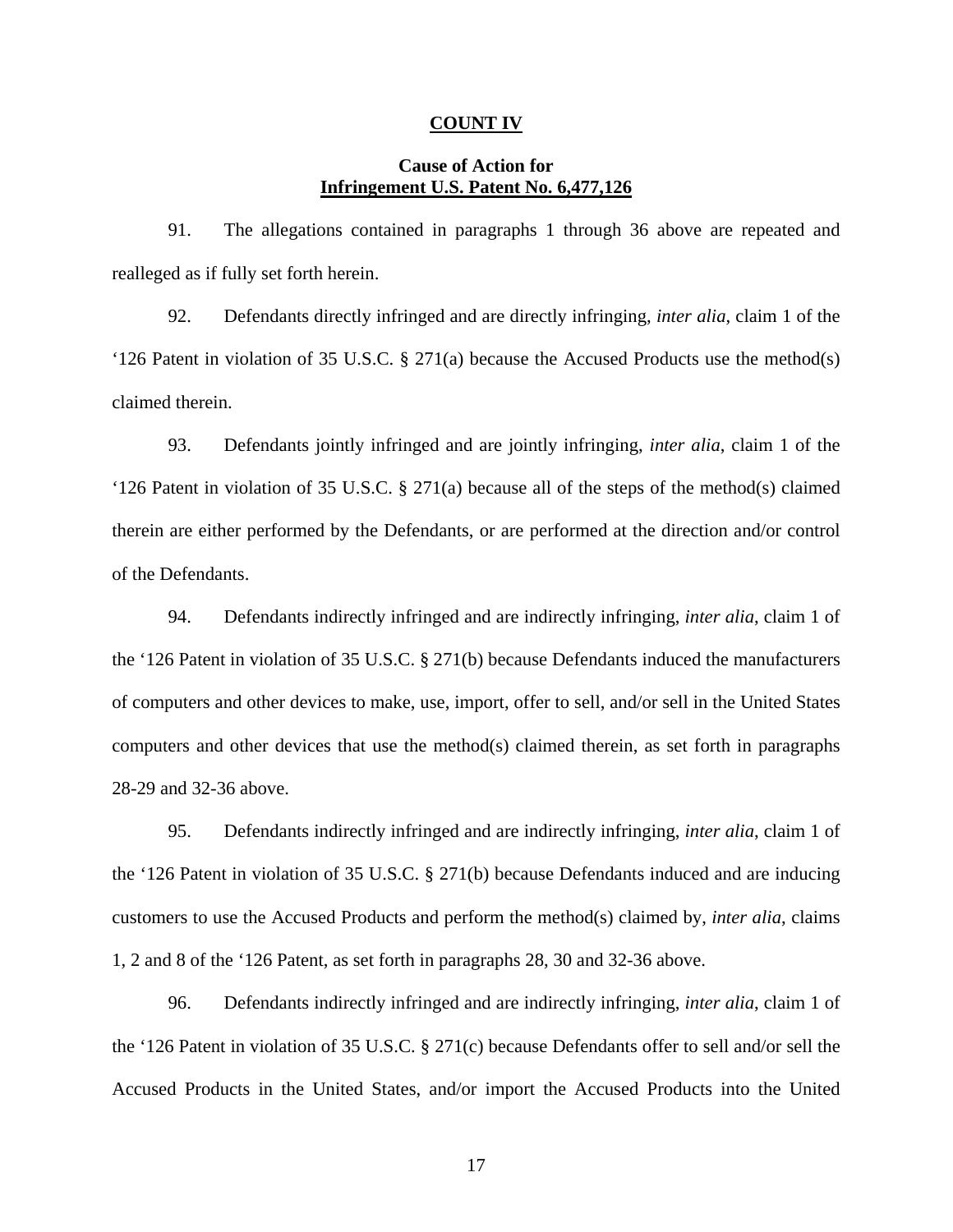**COUNT IV**

**Cause of Action for**
**Infringement U.S. Patent No. 6,477,126**

91. The allegations contained in paragraphs 1 through 36 above are repeated and realleged as if fully set forth herein.

92. Defendants directly infringed and are directly infringing, *inter alia*, claim 1 of the '126 Patent in violation of 35 U.S.C. § 271(a) because the Accused Products use the method(s) claimed therein.

93. Defendants jointly infringed and are jointly infringing, *inter alia*, claim 1 of the '126 Patent in violation of 35 U.S.C. § 271(a) because all of the steps of the method(s) claimed therein are either performed by the Defendants, or are performed at the direction and/or control of the Defendants.

94. Defendants indirectly infringed and are indirectly infringing, *inter alia*, claim 1 of the '126 Patent in violation of 35 U.S.C. § 271(b) because Defendants induced the manufacturers of computers and other devices to make, use, import, offer to sell, and/or sell in the United States computers and other devices that use the method(s) claimed therein, as set forth in paragraphs 28-29 and 32-36 above.

95. Defendants indirectly infringed and are indirectly infringing, *inter alia*, claim 1 of the '126 Patent in violation of 35 U.S.C. § 271(b) because Defendants induced and are inducing customers to use the Accused Products and perform the method(s) claimed by, *inter alia*, claims 1, 2 and 8 of the '126 Patent, as set forth in paragraphs 28, 30 and 32-36 above.

96. Defendants indirectly infringed and are indirectly infringing, *inter alia*, claim 1 of the '126 Patent in violation of 35 U.S.C. § 271(c) because Defendants offer to sell and/or sell the Accused Products in the United States, and/or import the Accused Products into the United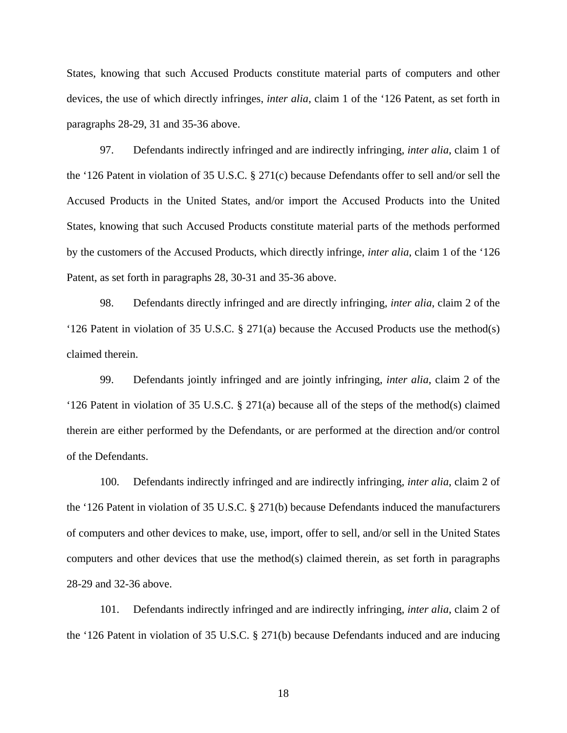States, knowing that such Accused Products constitute material parts of computers and other devices, the use of which directly infringes, *inter alia*, claim 1 of the '126 Patent, as set forth in paragraphs 28-29, 31 and 35-36 above.

97. Defendants indirectly infringed and are indirectly infringing, *inter alia*, claim 1 of the '126 Patent in violation of 35 U.S.C. § 271(c) because Defendants offer to sell and/or sell the Accused Products in the United States, and/or import the Accused Products into the United States, knowing that such Accused Products constitute material parts of the methods performed by the customers of the Accused Products, which directly infringe, *inter alia*, claim 1 of the '126 Patent, as set forth in paragraphs 28, 30-31 and 35-36 above.

98. Defendants directly infringed and are directly infringing, *inter alia*, claim 2 of the '126 Patent in violation of 35 U.S.C. § 271(a) because the Accused Products use the method(s) claimed therein.

99. Defendants jointly infringed and are jointly infringing, *inter alia*, claim 2 of the '126 Patent in violation of 35 U.S.C. § 271(a) because all of the steps of the method(s) claimed therein are either performed by the Defendants, or are performed at the direction and/or control of the Defendants.

100. Defendants indirectly infringed and are indirectly infringing, *inter alia*, claim 2 of the '126 Patent in violation of 35 U.S.C. § 271(b) because Defendants induced the manufacturers of computers and other devices to make, use, import, offer to sell, and/or sell in the United States computers and other devices that use the method(s) claimed therein, as set forth in paragraphs 28-29 and 32-36 above.

101. Defendants indirectly infringed and are indirectly infringing, *inter alia*, claim 2 of the '126 Patent in violation of 35 U.S.C. § 271(b) because Defendants induced and are inducing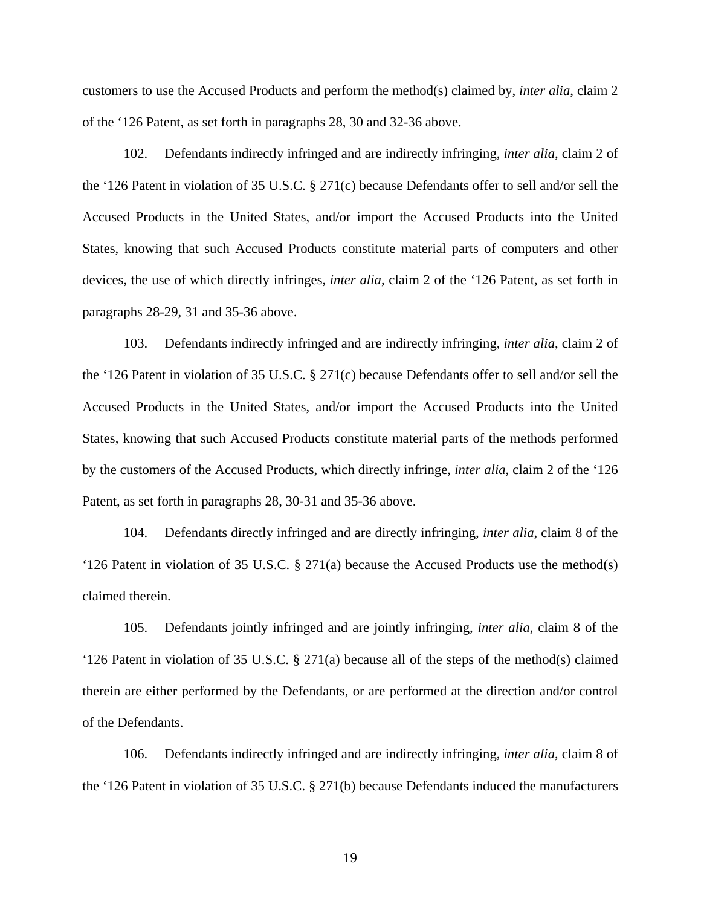customers to use the Accused Products and perform the method(s) claimed by, *inter alia*, claim 2 of the '126 Patent, as set forth in paragraphs 28, 30 and 32-36 above.

102. Defendants indirectly infringed and are indirectly infringing, *inter alia*, claim 2 of the '126 Patent in violation of 35 U.S.C. § 271(c) because Defendants offer to sell and/or sell the Accused Products in the United States, and/or import the Accused Products into the United States, knowing that such Accused Products constitute material parts of computers and other devices, the use of which directly infringes, *inter alia*, claim 2 of the '126 Patent, as set forth in paragraphs 28-29, 31 and 35-36 above.

103. Defendants indirectly infringed and are indirectly infringing, *inter alia*, claim 2 of the '126 Patent in violation of 35 U.S.C. § 271(c) because Defendants offer to sell and/or sell the Accused Products in the United States, and/or import the Accused Products into the United States, knowing that such Accused Products constitute material parts of the methods performed by the customers of the Accused Products, which directly infringe, *inter alia*, claim 2 of the '126 Patent, as set forth in paragraphs 28, 30-31 and 35-36 above.

104. Defendants directly infringed and are directly infringing, *inter alia*, claim 8 of the '126 Patent in violation of 35 U.S.C. § 271(a) because the Accused Products use the method(s) claimed therein.

105. Defendants jointly infringed and are jointly infringing, *inter alia*, claim 8 of the '126 Patent in violation of 35 U.S.C. § 271(a) because all of the steps of the method(s) claimed therein are either performed by the Defendants, or are performed at the direction and/or control of the Defendants.

106. Defendants indirectly infringed and are indirectly infringing, *inter alia*, claim 8 of the '126 Patent in violation of 35 U.S.C. § 271(b) because Defendants induced the manufacturers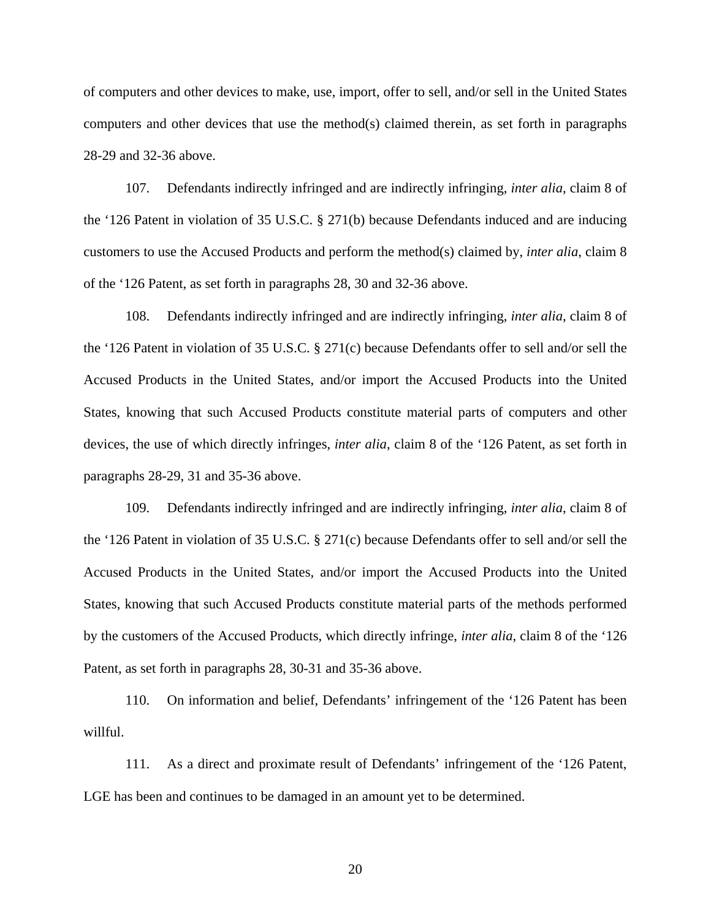of computers and other devices to make, use, import, offer to sell, and/or sell in the United States computers and other devices that use the method(s) claimed therein, as set forth in paragraphs 28-29 and 32-36 above.

107. Defendants indirectly infringed and are indirectly infringing, *inter alia*, claim 8 of the '126 Patent in violation of 35 U.S.C. § 271(b) because Defendants induced and are inducing customers to use the Accused Products and perform the method(s) claimed by, *inter alia*, claim 8 of the '126 Patent, as set forth in paragraphs 28, 30 and 32-36 above.

108. Defendants indirectly infringed and are indirectly infringing, *inter alia*, claim 8 of the '126 Patent in violation of 35 U.S.C. § 271(c) because Defendants offer to sell and/or sell the Accused Products in the United States, and/or import the Accused Products into the United States, knowing that such Accused Products constitute material parts of computers and other devices, the use of which directly infringes, *inter alia*, claim 8 of the '126 Patent, as set forth in paragraphs 28-29, 31 and 35-36 above.

109. Defendants indirectly infringed and are indirectly infringing, *inter alia*, claim 8 of the '126 Patent in violation of 35 U.S.C. § 271(c) because Defendants offer to sell and/or sell the Accused Products in the United States, and/or import the Accused Products into the United States, knowing that such Accused Products constitute material parts of the methods performed by the customers of the Accused Products, which directly infringe, *inter alia*, claim 8 of the '126 Patent, as set forth in paragraphs 28, 30-31 and 35-36 above.

110. On information and belief, Defendants' infringement of the '126 Patent has been willful.

111. As a direct and proximate result of Defendants' infringement of the '126 Patent, LGE has been and continues to be damaged in an amount yet to be determined.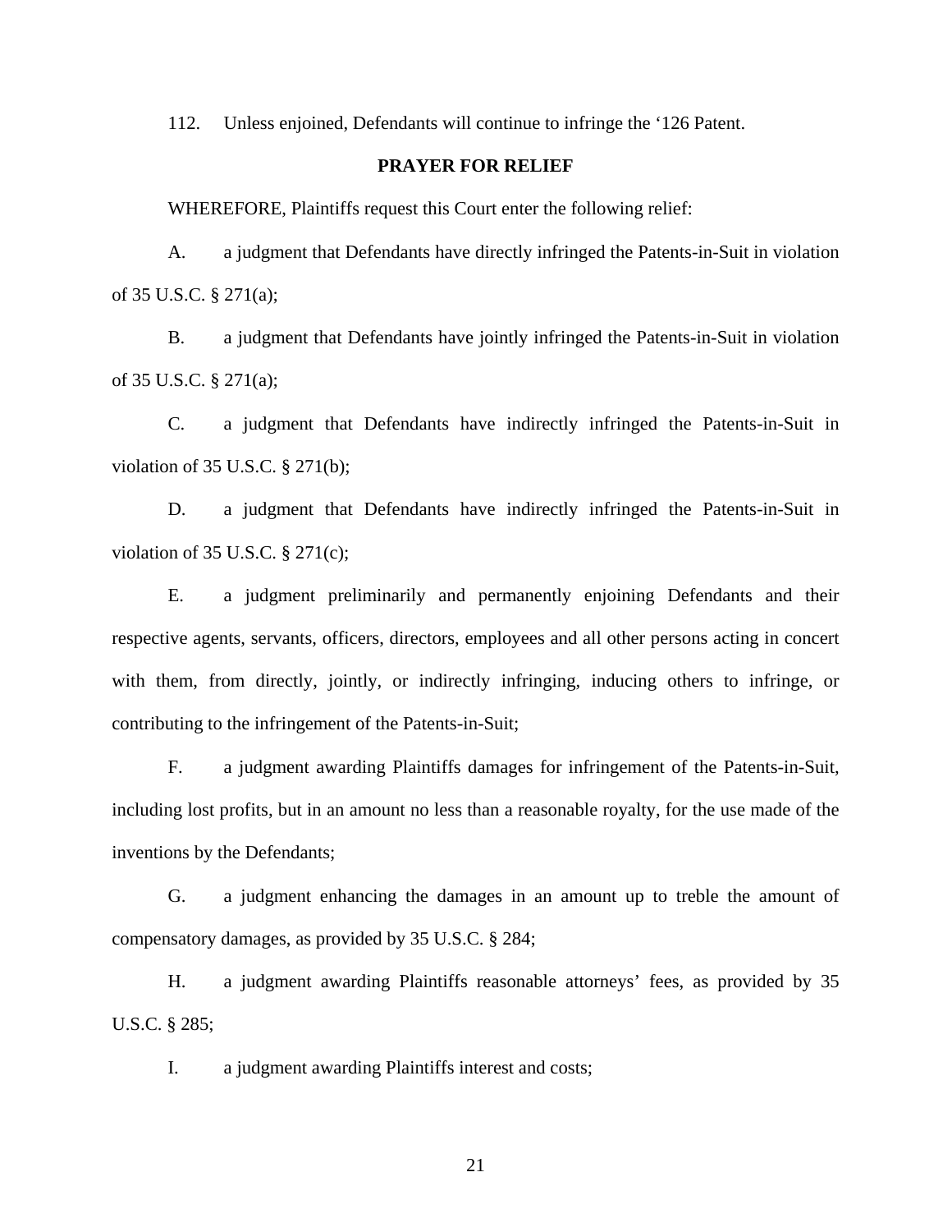112. Unless enjoined, Defendants will continue to infringe the '126 Patent.

## PRAYER FOR RELIEF

WHEREFORE, Plaintiffs request this Court enter the following relief:

A. a judgment that Defendants have directly infringed the Patents-in-Suit in violation of 35 U.S.C. § 271(a);

B. a judgment that Defendants have jointly infringed the Patents-in-Suit in violation of 35 U.S.C. § 271(a);

C. a judgment that Defendants have indirectly infringed the Patents-in-Suit in violation of 35 U.S.C. § 271(b);

D. a judgment that Defendants have indirectly infringed the Patents-in-Suit in violation of 35 U.S.C. § 271(c);

E. a judgment preliminarily and permanently enjoining Defendants and their respective agents, servants, officers, directors, employees and all other persons acting in concert with them, from directly, jointly, or indirectly infringing, inducing others to infringe, or contributing to the infringement of the Patents-in-Suit;

F. a judgment awarding Plaintiffs damages for infringement of the Patents-in-Suit, including lost profits, but in an amount no less than a reasonable royalty, for the use made of the inventions by the Defendants;

G. a judgment enhancing the damages in an amount up to treble the amount of compensatory damages, as provided by 35 U.S.C. § 284;

H. a judgment awarding Plaintiffs reasonable attorneys' fees, as provided by 35 U.S.C. § 285;

I. a judgment awarding Plaintiffs interest and costs;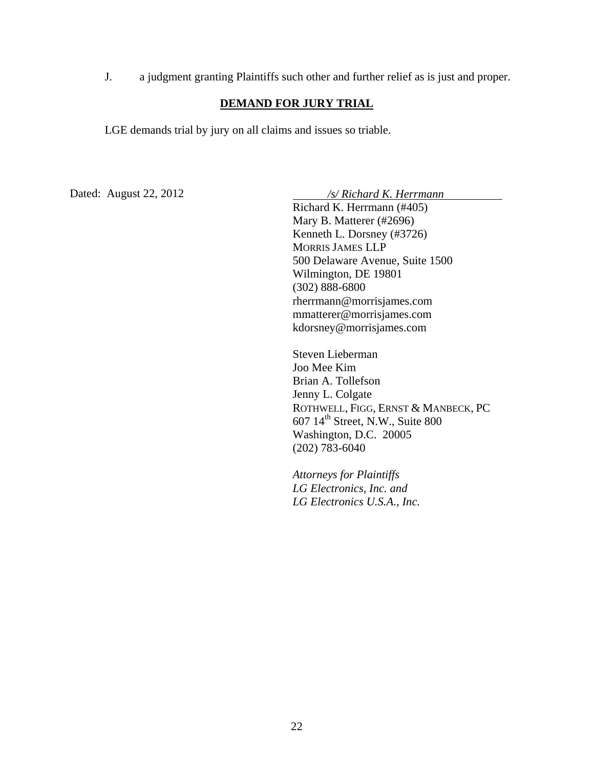J. a judgment granting Plaintiffs such other and further relief as is just and proper.

**DEMAND FOR JURY TRIAL**

LGE demands trial by jury on all claims and issues so triable.

Dated: August 22, 2012

*/s/ Richard K. Herrmann*
Richard K. Herrmann (#405)
Mary B. Matterer (#2696)
Kenneth L. Dorsney (#3726)
MORRIS JAMES LLP
500 Delaware Avenue, Suite 1500
Wilmington, DE 19801
(302) 888-6800
rherrmann@morrisjames.com
mmatterer@morrisjames.com
kdorsney@morrisjames.com

Steven Lieberman
Joo Mee Kim
Brian A. Tollefson
Jenny L. Colgate
ROTHWELL, FIGG, ERNST & MANBECK, PC
607 14th Street, N.W., Suite 800
Washington, D.C. 20005
(202) 783-6040

*Attorneys for Plaintiffs*
*LG Electronics, Inc. and*
*LG Electronics U.S.A., Inc.*